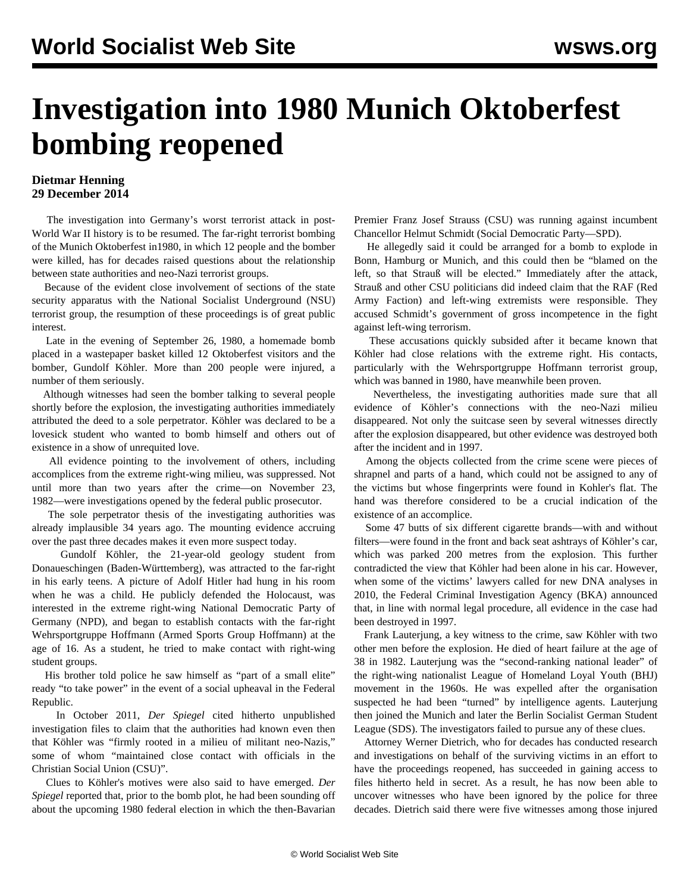# Investigation into 1980 Munich Oktoberfest bombing reopened

**Dietmar Henning**
**29 December 2014**

The investigation into Germany's worst terrorist attack in post-World War II history is to be resumed. The far-right terrorist bombing of the Munich Oktoberfest in1980, in which 12 people and the bomber were killed, has for decades raised questions about the relationship between state authorities and neo-Nazi terrorist groups.

Because of the evident close involvement of sections of the state security apparatus with the National Socialist Underground (NSU) terrorist group, the resumption of these proceedings is of great public interest.

Late in the evening of September 26, 1980, a homemade bomb placed in a wastepaper basket killed 12 Oktoberfest visitors and the bomber, Gundolf Köhler. More than 200 people were injured, a number of them seriously.

Although witnesses had seen the bomber talking to several people shortly before the explosion, the investigating authorities immediately attributed the deed to a sole perpetrator. Köhler was declared to be a lovesick student who wanted to bomb himself and others out of existence in a show of unrequited love.

All evidence pointing to the involvement of others, including accomplices from the extreme right-wing milieu, was suppressed. Not until more than two years after the crime—on November 23, 1982—were investigations opened by the federal public prosecutor.

The sole perpetrator thesis of the investigating authorities was already implausible 34 years ago. The mounting evidence accruing over the past three decades makes it even more suspect today.

Gundolf Köhler, the 21-year-old geology student from Donaueschingen (Baden-Württemberg), was attracted to the far-right in his early teens. A picture of Adolf Hitler had hung in his room when he was a child. He publicly defended the Holocaust, was interested in the extreme right-wing National Democratic Party of Germany (NPD), and began to establish contacts with the far-right Wehrsportgruppe Hoffmann (Armed Sports Group Hoffmann) at the age of 16. As a student, he tried to make contact with right-wing student groups.

His brother told police he saw himself as "part of a small elite" ready "to take power" in the event of a social upheaval in the Federal Republic.

In October 2011, *Der Spiegel* cited hitherto unpublished investigation files to claim that the authorities had known even then that Köhler was "firmly rooted in a milieu of militant neo-Nazis," some of whom "maintained close contact with officials in the Christian Social Union (CSU)".

Clues to Köhler's motives were also said to have emerged. *Der Spiegel* reported that, prior to the bomb plot, he had been sounding off about the upcoming 1980 federal election in which the then-Bavarian Premier Franz Josef Strauss (CSU) was running against incumbent Chancellor Helmut Schmidt (Social Democratic Party—SPD).

He allegedly said it could be arranged for a bomb to explode in Bonn, Hamburg or Munich, and this could then be "blamed on the left, so that Strauß will be elected." Immediately after the attack, Strauß and other CSU politicians did indeed claim that the RAF (Red Army Faction) and left-wing extremists were responsible. They accused Schmidt's government of gross incompetence in the fight against left-wing terrorism.

These accusations quickly subsided after it became known that Köhler had close relations with the extreme right. His contacts, particularly with the Wehrsportgruppe Hoffmann terrorist group, which was banned in 1980, have meanwhile been proven.

Nevertheless, the investigating authorities made sure that all evidence of Köhler's connections with the neo-Nazi milieu disappeared. Not only the suitcase seen by several witnesses directly after the explosion disappeared, but other evidence was destroyed both after the incident and in 1997.

Among the objects collected from the crime scene were pieces of shrapnel and parts of a hand, which could not be assigned to any of the victims but whose fingerprints were found in Kohler's flat. The hand was therefore considered to be a crucial indication of the existence of an accomplice.

Some 47 butts of six different cigarette brands—with and without filters—were found in the front and back seat ashtrays of Köhler's car, which was parked 200 metres from the explosion. This further contradicted the view that Köhler had been alone in his car. However, when some of the victims' lawyers called for new DNA analyses in 2010, the Federal Criminal Investigation Agency (BKA) announced that, in line with normal legal procedure, all evidence in the case had been destroyed in 1997.

Frank Lauterjung, a key witness to the crime, saw Köhler with two other men before the explosion. He died of heart failure at the age of 38 in 1982. Lauterjung was the "second-ranking national leader" of the right-wing nationalist League of Homeland Loyal Youth (BHJ) movement in the 1960s. He was expelled after the organisation suspected he had been "turned" by intelligence agents. Lauterjung then joined the Munich and later the Berlin Socialist German Student League (SDS). The investigators failed to pursue any of these clues.

Attorney Werner Dietrich, who for decades has conducted research and investigations on behalf of the surviving victims in an effort to have the proceedings reopened, has succeeded in gaining access to files hitherto held in secret. As a result, he has now been able to uncover witnesses who have been ignored by the police for three decades. Dietrich said there were five witnesses among those injured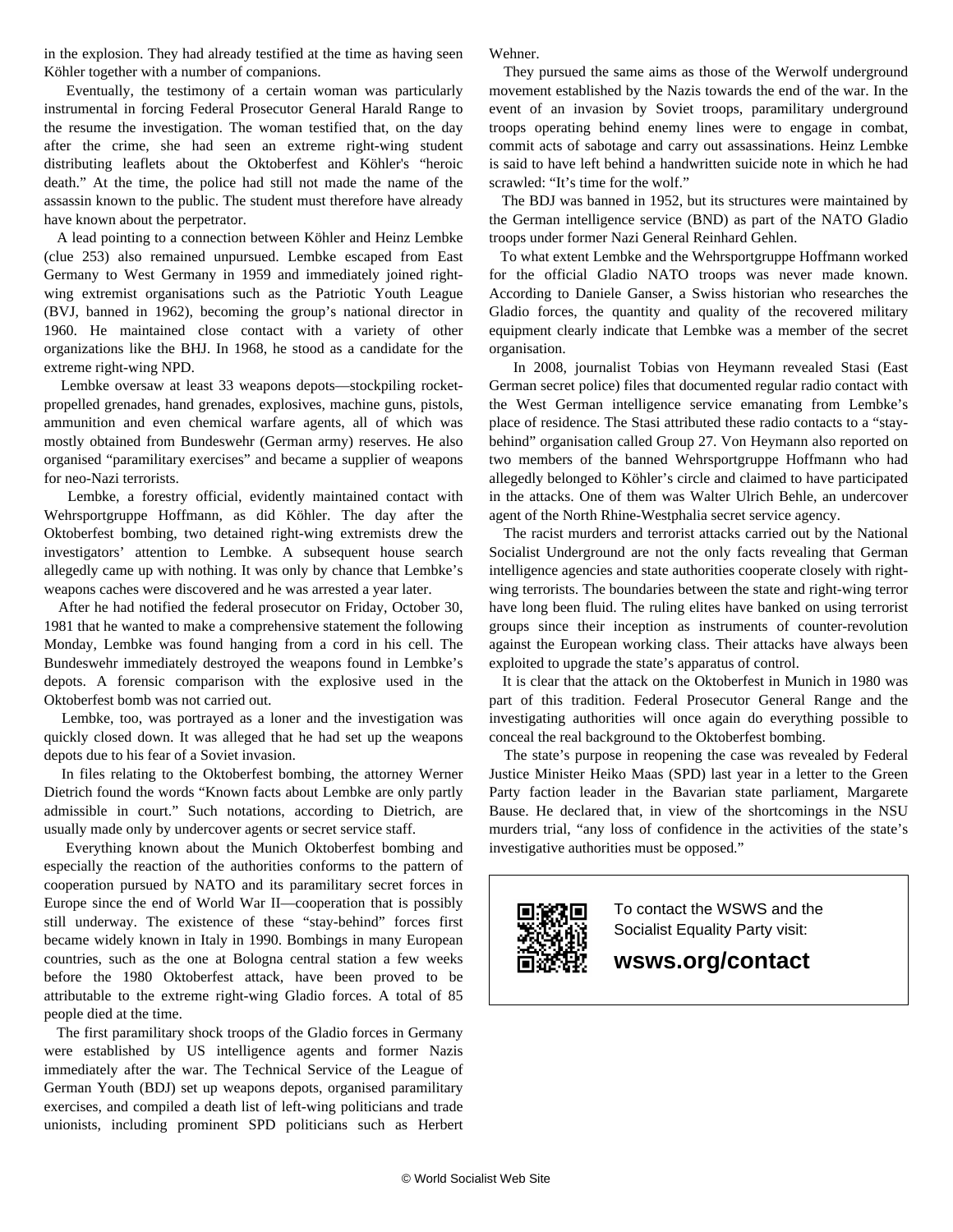in the explosion. They had already testified at the time as having seen Köhler together with a number of companions.

Eventually, the testimony of a certain woman was particularly instrumental in forcing Federal Prosecutor General Harald Range to the resume the investigation. The woman testified that, on the day after the crime, she had seen an extreme right-wing student distributing leaflets about the Oktoberfest and Köhler's "heroic death." At the time, the police had still not made the name of the assassin known to the public. The student must therefore have already have known about the perpetrator.

A lead pointing to a connection between Köhler and Heinz Lembke (clue 253) also remained unpursued. Lembke escaped from East Germany to West Germany in 1959 and immediately joined right-wing extremist organisations such as the Patriotic Youth League (BVJ, banned in 1962), becoming the group's national director in 1960. He maintained close contact with a variety of other organizations like the BHJ. In 1968, he stood as a candidate for the extreme right-wing NPD.

Lembke oversaw at least 33 weapons depots—stockpiling rocket-propelled grenades, hand grenades, explosives, machine guns, pistols, ammunition and even chemical warfare agents, all of which was mostly obtained from Bundeswehr (German army) reserves. He also organised "paramilitary exercises" and became a supplier of weapons for neo-Nazi terrorists.

Lembke, a forestry official, evidently maintained contact with Wehrsportgruppe Hoffmann, as did Köhler. The day after the Oktoberfest bombing, two detained right-wing extremists drew the investigators' attention to Lembke. A subsequent house search allegedly came up with nothing. It was only by chance that Lembke's weapons caches were discovered and he was arrested a year later.

After he had notified the federal prosecutor on Friday, October 30, 1981 that he wanted to make a comprehensive statement the following Monday, Lembke was found hanging from a cord in his cell. The Bundeswehr immediately destroyed the weapons found in Lembke's depots. A forensic comparison with the explosive used in the Oktoberfest bomb was not carried out.

Lembke, too, was portrayed as a loner and the investigation was quickly closed down. It was alleged that he had set up the weapons depots due to his fear of a Soviet invasion.

In files relating to the Oktoberfest bombing, the attorney Werner Dietrich found the words "Known facts about Lembke are only partly admissible in court." Such notations, according to Dietrich, are usually made only by undercover agents or secret service staff.

Everything known about the Munich Oktoberfest bombing and especially the reaction of the authorities conforms to the pattern of cooperation pursued by NATO and its paramilitary secret forces in Europe since the end of World War II—cooperation that is possibly still underway. The existence of these "stay-behind" forces first became widely known in Italy in 1990. Bombings in many European countries, such as the one at Bologna central station a few weeks before the 1980 Oktoberfest attack, have been proved to be attributable to the extreme right-wing Gladio forces. A total of 85 people died at the time.

The first paramilitary shock troops of the Gladio forces in Germany were established by US intelligence agents and former Nazis immediately after the war. The Technical Service of the League of German Youth (BDJ) set up weapons depots, organised paramilitary exercises, and compiled a death list of left-wing politicians and trade unionists, including prominent SPD politicians such as Herbert Wehner.

They pursued the same aims as those of the Werwolf underground movement established by the Nazis towards the end of the war. In the event of an invasion by Soviet troops, paramilitary underground troops operating behind enemy lines were to engage in combat, commit acts of sabotage and carry out assassinations. Heinz Lembke is said to have left behind a handwritten suicide note in which he had scrawled: "It's time for the wolf."

The BDJ was banned in 1952, but its structures were maintained by the German intelligence service (BND) as part of the NATO Gladio troops under former Nazi General Reinhard Gehlen.

To what extent Lembke and the Wehrsportgruppe Hoffmann worked for the official Gladio NATO troops was never made known. According to Daniele Ganser, a Swiss historian who researches the Gladio forces, the quantity and quality of the recovered military equipment clearly indicate that Lembke was a member of the secret organisation.

In 2008, journalist Tobias von Heymann revealed Stasi (East German secret police) files that documented regular radio contact with the West German intelligence service emanating from Lembke's place of residence. The Stasi attributed these radio contacts to a "stay-behind" organisation called Group 27. Von Heymann also reported on two members of the banned Wehrsportgruppe Hoffmann who had allegedly belonged to Köhler's circle and claimed to have participated in the attacks. One of them was Walter Ulrich Behle, an undercover agent of the North Rhine-Westphalia secret service agency.

The racist murders and terrorist attacks carried out by the National Socialist Underground are not the only facts revealing that German intelligence agencies and state authorities cooperate closely with right-wing terrorists. The boundaries between the state and right-wing terror have long been fluid. The ruling elites have banked on using terrorist groups since their inception as instruments of counter-revolution against the European working class. Their attacks have always been exploited to upgrade the state's apparatus of control.

It is clear that the attack on the Oktoberfest in Munich in 1980 was part of this tradition. Federal Prosecutor General Range and the investigating authorities will once again do everything possible to conceal the real background to the Oktoberfest bombing.

The state's purpose in reopening the case was revealed by Federal Justice Minister Heiko Maas (SPD) last year in a letter to the Green Party faction leader in the Bavarian state parliament, Margarete Bause. He declared that, in view of the shortcomings in the NSU murders trial, "any loss of confidence in the activities of the state's investigative authorities must be opposed."

To contact the WSWS and the Socialist Equality Party visit:

**wsws.org/contact**